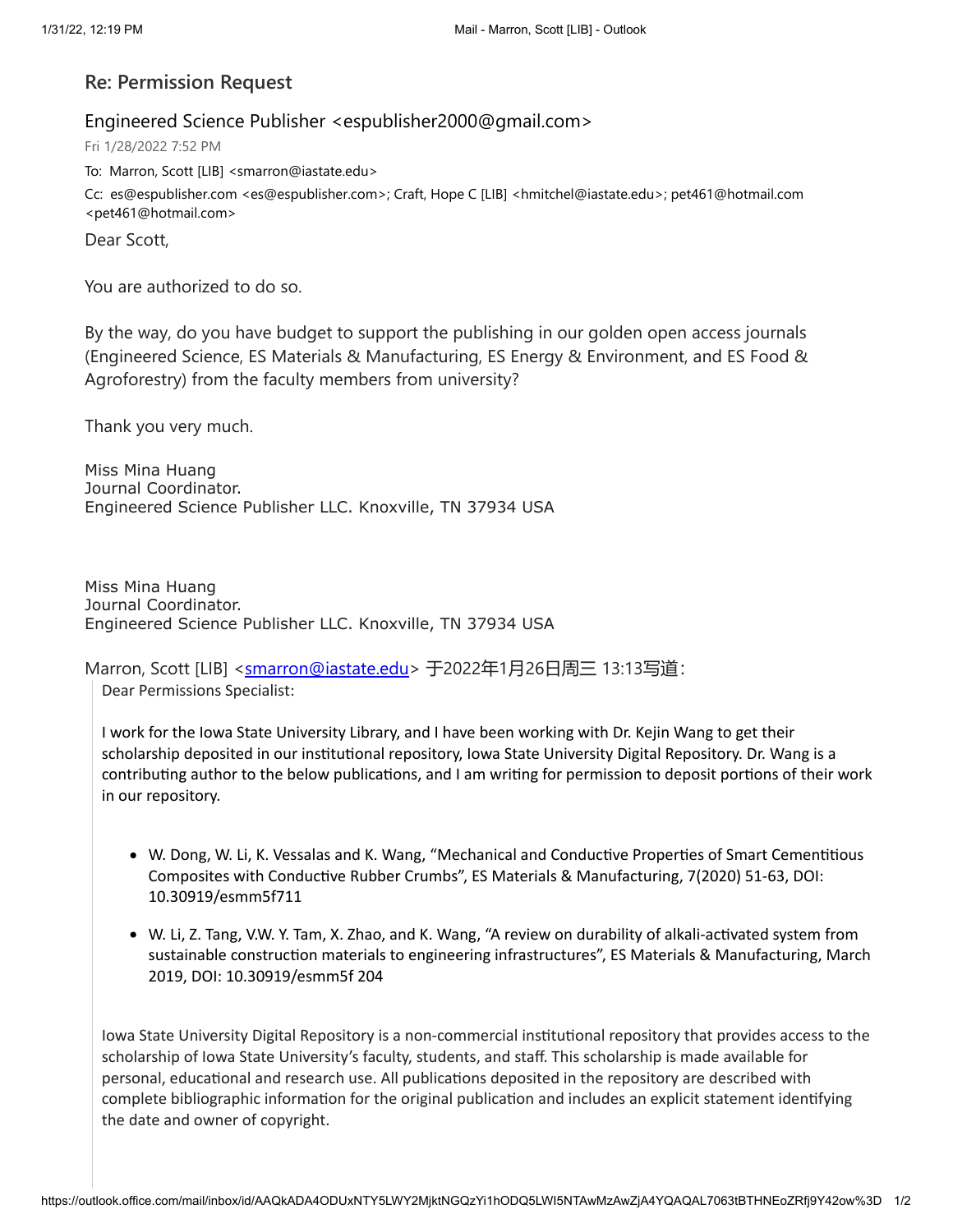## Re: Permission Request

Engineered Science Publisher <espublisher2000@gmail.com>

Fri 1/28/2022 7:52 PM

To: Marron, Scott [LIB] <smarron@iastate.edu>

Cc: es@espublisher.com <es@espublisher.com>; Craft, Hope C [LIB] <hmitchel@iastate.edu>; pet461@hotmail.com <pet461@hotmail.com>

Dear Scott,

You are authorized to do so.

By the way, do you have budget to support the publishing in our golden open access journals (Engineered Science, ES Materials & Manufacturing, ES Energy & Environment, and ES Food & Agroforestry) from the faculty members from university?

Thank you very much.

Miss Mina Huang
Journal Coordinator.
Engineered Science Publisher LLC. Knoxville, TN 37934 USA

Miss Mina Huang
Journal Coordinator.
Engineered Science Publisher LLC. Knoxville, TN 37934 USA

Marron, Scott [LIB] <smarron@iastate.edu> 于2022年1月26日周三 13:13写道:

> Dear Permissions Specialist:
>
> I work for the Iowa State University Library, and I have been working with Dr. Kejin Wang to get their scholarship deposited in our institutional repository, Iowa State University Digital Repository. Dr. Wang is a contributing author to the below publications, and I am writing for permission to deposit portions of their work in our repository.
>
> - W. Dong, W. Li, K. Vessalas and K. Wang, "Mechanical and Conductive Properties of Smart Cementitious Composites with Conductive Rubber Crumbs", ES Materials & Manufacturing, 7(2020) 51-63, DOI: 10.30919/esmm5f711
> - W. Li, Z. Tang, V.W. Y. Tam, X. Zhao, and K. Wang, "A review on durability of alkali-activated system from sustainable construction materials to engineering infrastructures", ES Materials & Manufacturing, March 2019, DOI: 10.30919/esmm5f 204
>
> Iowa State University Digital Repository is a non-commercial institutional repository that provides access to the scholarship of Iowa State University's faculty, students, and staff. This scholarship is made available for personal, educational and research use. All publications deposited in the repository are described with complete bibliographic information for the original publication and includes an explicit statement identifying the date and owner of copyright.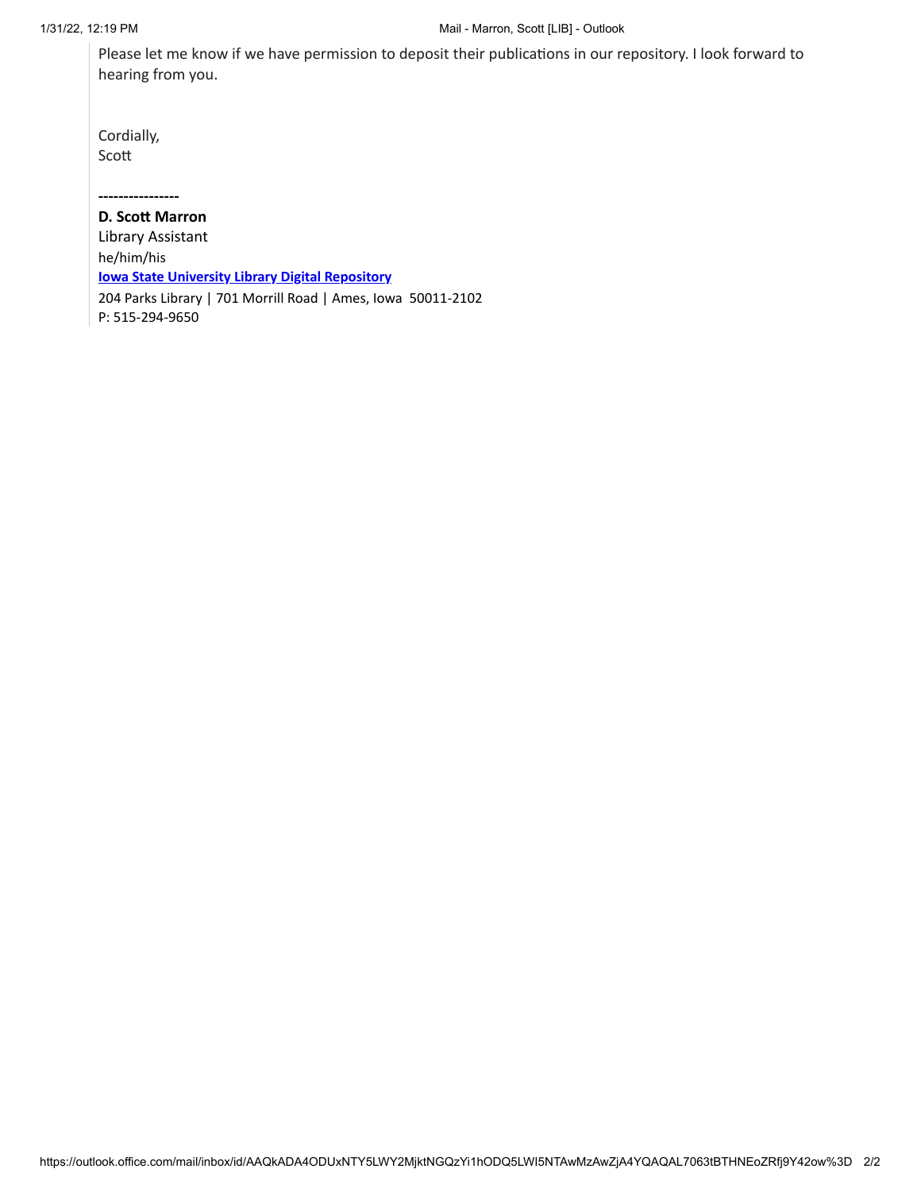Please let me know if we have permission to deposit their publications in our repository. I look forward to hearing from you.

Cordially,
Scott

----------------

**D. Scott Marron**
Library Assistant
he/him/his
**[Iowa State University Library Digital Repository]**
204 Parks Library | 701 Morrill Road | Ames, Iowa 50011-2102
P: 515-294-9650